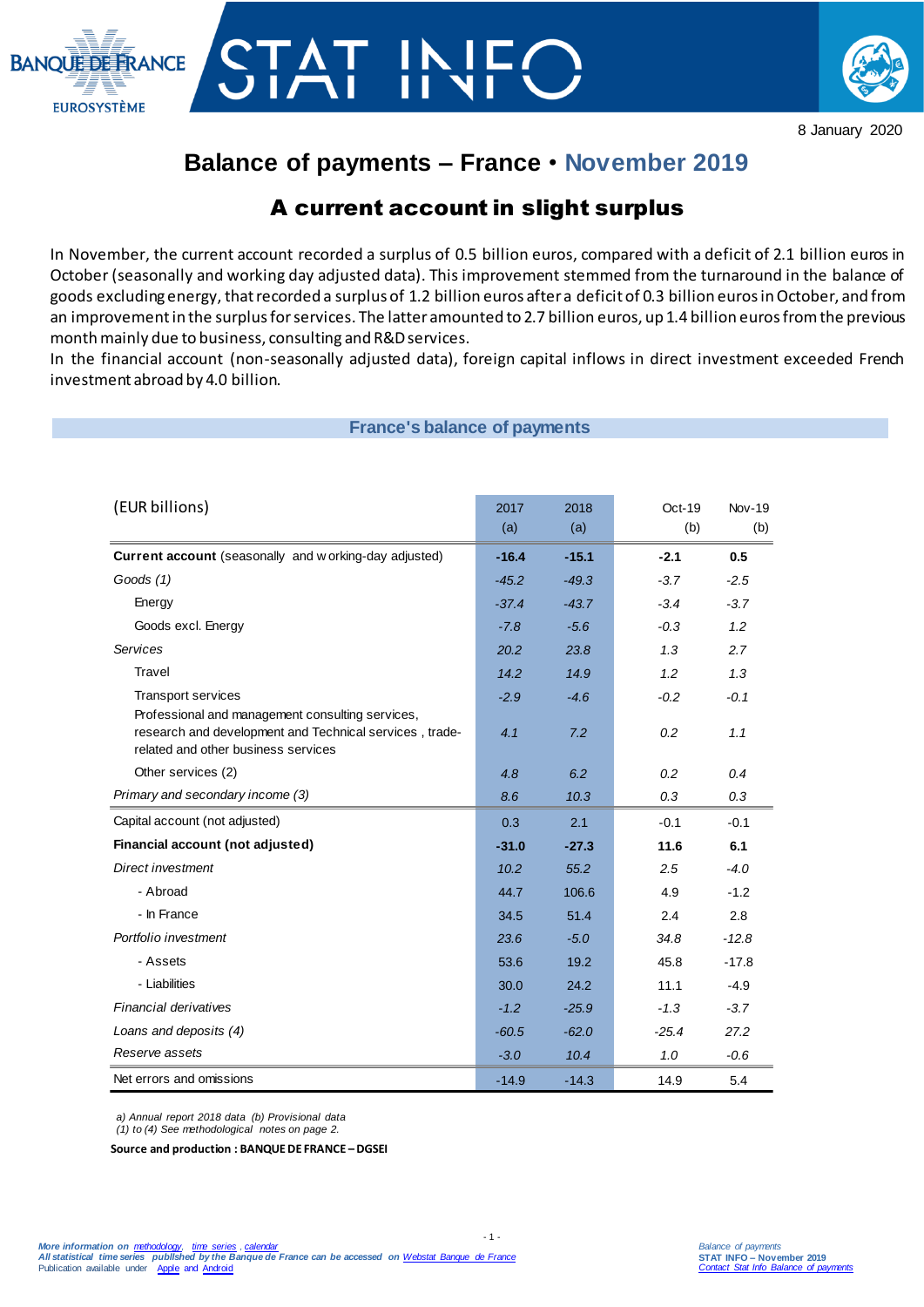BANQUE DE FRANCE
EUROSYSTÈME

# STAT INFO

8 January 2020

## Balance of payments – France • November 2019

### A current account in slight surplus

In November, the current account recorded a surplus of 0.5 billion euros, compared with a deficit of 2.1 billion euros in October (seasonally and working day adjusted data). This improvement stemmed from the turnaround in the balance of goods excluding energy, that recorded a surplus of 1.2 billion euros after a deficit of 0.3 billion euros in October, and from an improvement in the surplus for services. The latter amounted to 2.7 billion euros, up 1.4 billion euros from the previous month mainly due to business, consulting and R&D services.

In the financial account (non-seasonally adjusted data), foreign capital inflows in direct investment exceeded French investment abroad by 4.0 billion.

**France's balance of payments**

| (EUR billions) | 2017 (a) | 2018 (a) | Oct-19 (b) | Nov-19 (b) |
|---|---|---|---|---|
| **Current account** (seasonally and working-day adjusted) | **-16.4** | **-15.1** | **-2.1** | **0.5** |
| *Goods (1)* | *-45.2* | *-49.3* | *-3.7* | *-2.5* |
| Energy | *-37.4* | *-43.7* | *-3.4* | *-3.7* |
| Goods excl. Energy | *-7.8* | *-5.6* | *-0.3* | *1.2* |
| *Services* | *20.2* | *23.8* | *1.3* | *2.7* |
| Travel | *14.2* | *14.9* | *1.2* | *1.3* |
| Transport services | *-2.9* | *-4.6* | *-0.2* | *-0.1* |
| Professional and management consulting services, research and development and Technical services , trade-related and other business services | *4.1* | *7.2* | *0.2* | *1.1* |
| Other services (2) | *4.8* | *6.2* | *0.2* | *0.4* |
| *Primary and secondary income (3)* | *8.6* | *10.3* | *0.3* | *0.3* |
| Capital account (not adjusted) | 0.3 | 2.1 | -0.1 | -0.1 |
| **Financial account (not adjusted)** | **-31.0** | **-27.3** | **11.6** | **6.1** |
| *Direct investment* | *10.2* | *55.2* | *2.5* | *-4.0* |
| - Abroad | 44.7 | 106.6 | 4.9 | -1.2 |
| - In France | 34.5 | 51.4 | 2.4 | 2.8 |
| *Portfolio investment* | *23.6* | *-5.0* | *34.8* | *-12.8* |
| - Assets | 53.6 | 19.2 | 45.8 | -17.8 |
| - Liabilities | 30.0 | 24.2 | 11.1 | -4.9 |
| *Financial derivatives* | *-1.2* | *-25.9* | *-1.3* | *-3.7* |
| *Loans and deposits (4)* | *-60.5* | *-62.0* | *-25.4* | *27.2* |
| *Reserve assets* | *-3.0* | *10.4* | *1.0* | *-0.6* |
| Net errors and omissions | -14.9 | -14.3 | 14.9 | 5.4 |

*a) Annual report 2018 data (b) Provisional data*
*(1) to (4) See methodological notes on page 2.*

**Source and production : BANQUE DE FRANCE – DGSEI**

*More information on methodology, time series , calendar*
*All statistical time series published by the Banque de France can be accessed on Webstat Banque de France*
Publication available under Apple and Android

*Balance of payments*
**STAT INFO – November 2019**
*Contact Stat Info Balance of payments*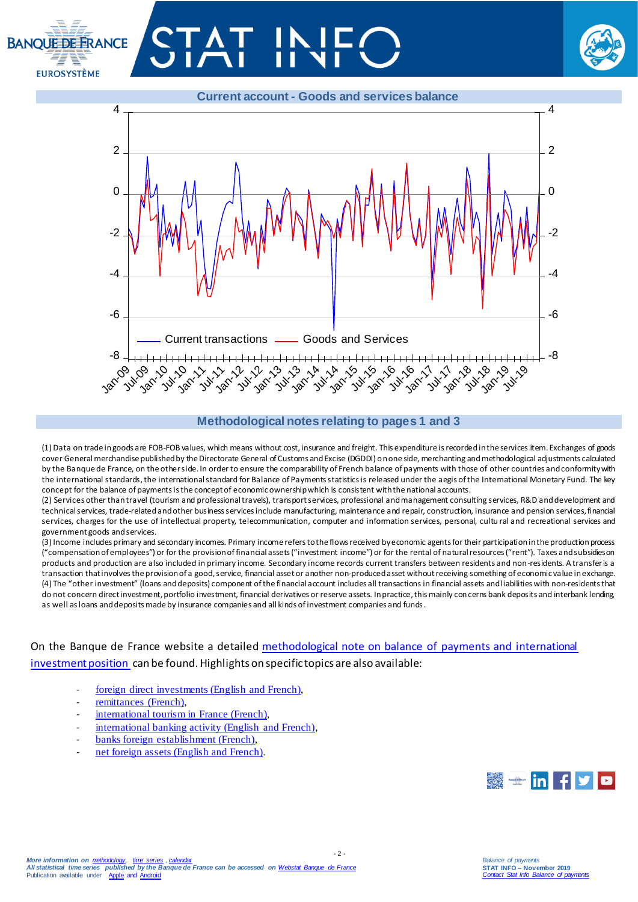## Current account - Goods and services balance

Current transactions — Goods and Services

## Methodological notes relating to pages 1 and 3

(1) Data on trade in goods are FOB-FOB values, which means without cost, insurance and freight. This expenditure is recorded in the services item. Exchanges of goods cover General merchandise published by the Directorate General of Customs and Excise (DGDDI) on one side, merchanting and methodological adjustments calculated by the Banque de France, on the other side. In order to ensure the comparability of French balance of payments with those of other countries and conformity with the international standards, the international standard for Balance of Payments statistics is released under the aegis of the International Monetary Fund. The key concept for the balance of payments is the concept of economic ownership which is consistent with the national accounts.
(2) Services other than travel (tourism and professional travels), transport services, professional and management consulting services, R&D and development and technical services, trade-related and other business services include manufacturing, maintenance and repair, construction, insurance and pension services, financial services, charges for the use of intellectual property, telecommunication, computer and information services, personal, cultural and recreational services and government goods and services.
(3) Income includes primary and secondary incomes. Primary income refers to the flows received by economic agents for their participation in the production process ("compensation of employees") or for the provision of financial assets ("investment income") or for the rental of natural resources ("rent"). Taxes and subsidies on products and production are also included in primary income. Secondary income records current transfers between residents and non-residents. A transfer is a transaction that involves the provision of a good, service, financial asset or another non-produced asset without receiving something of economic value in exchange.
(4) The "other investment" (loans and deposits) component of the financial account includes all transactions in financial assets and liabilities with non-residents that do not concern direct investment, portfolio investment, financial derivatives or reserve assets. In practice, this mainly concerns bank deposits and interbank lending, as well as loans and deposits made by insurance companies and all kinds of investment companies and funds.

On the Banque de France website a detailed methodological note on balance of payments and international investment position can be found. Highlights on specific topics are also available:

- foreign direct investments (English and French),
- remittances (French),
- international tourism in France (French),
- international banking activity (English and French),
- banks foreign establishment (French),
- net foreign assets (English and French).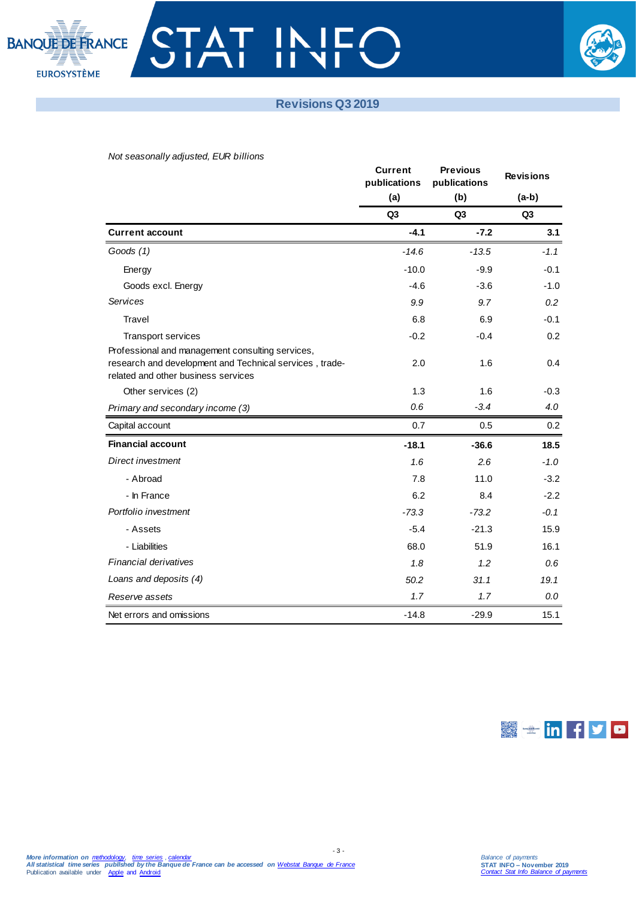## Revisions Q3 2019

*Not seasonally adjusted, EUR billions*

| | Current publications (a) | Previous publications (b) | Revisions (a-b) |
|---|---|---|---|
| | Q3 | Q3 | Q3 |
| **Current account** | **-4.1** | **-7.2** | **3.1** |
| *Goods (1)* | *-14.6* | *-13.5* | *-1.1* |
| Energy | -10.0 | -9.9 | -0.1 |
| Goods excl. Energy | -4.6 | -3.6 | -1.0 |
| *Services* | *9.9* | *9.7* | *0.2* |
| Travel | 6.8 | 6.9 | -0.1 |
| Transport services | -0.2 | -0.4 | 0.2 |
| Professional and management consulting services, research and development and Technical services , trade-related and other business services | 2.0 | 1.6 | 0.4 |
| Other services (2) | 1.3 | 1.6 | -0.3 |
| *Primary and secondary income (3)* | *0.6* | *-3.4* | *4.0* |
| Capital account | 0.7 | 0.5 | 0.2 |
| **Financial account** | **-18.1** | **-36.6** | **18.5** |
| *Direct investment* | *1.6* | *2.6* | *-1.0* |
| - Abroad | 7.8 | 11.0 | -3.2 |
| - In France | 6.2 | 8.4 | -2.2 |
| *Portfolio investment* | *-73.3* | *-73.2* | *-0.1* |
| - Assets | -5.4 | -21.3 | 15.9 |
| - Liabilities | 68.0 | 51.9 | 16.1 |
| *Financial derivatives* | *1.8* | *1.2* | *0.6* |
| *Loans and deposits (4)* | *50.2* | *31.1* | *19.1* |
| *Reserve assets* | *1.7* | *1.7* | *0.0* |
| Net errors and omissions | -14.8 | -29.9 | 15.1 |

*More information on methodology, time series , calendar*
*All statistical time series published by the Banque de France can be accessed on Webstat Banque de France*
Publication available under Apple and Android

*Balance of payments*
**STAT INFO – November 2019**
*Contact Stat Info Balance of payments*